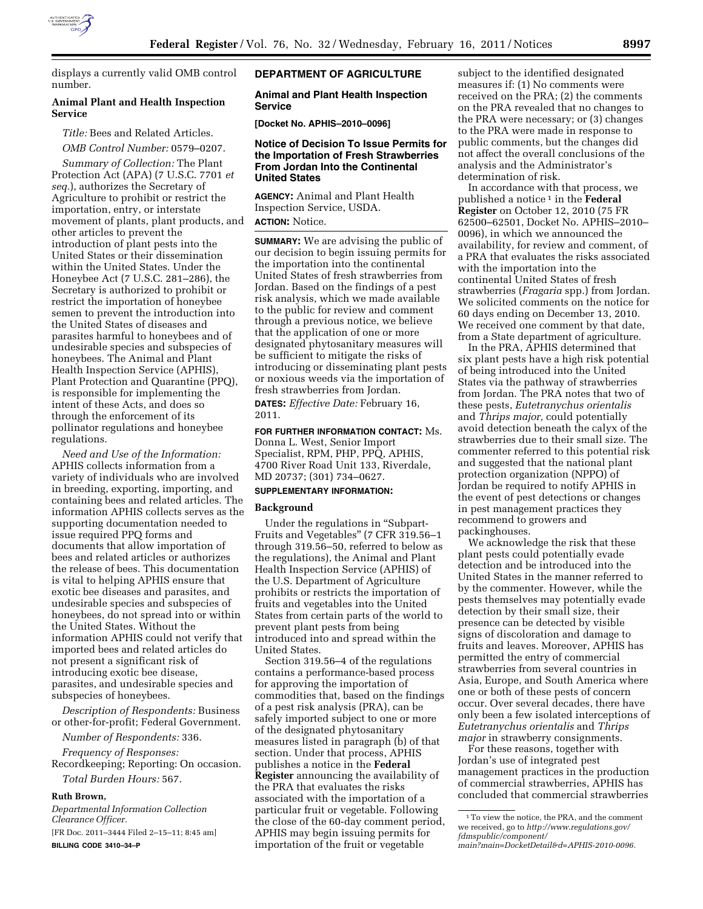displays a currently valid OMB control number.

**Animal Plant and Health Inspection Service**

*Title:* Bees and Related Articles.

*OMB Control Number:* 0579–0207.

*Summary of Collection:* The Plant Protection Act (APA) (7 U.S.C. 7701 *et seq.*), authorizes the Secretary of Agriculture to prohibit or restrict the importation, entry, or interstate movement of plants, plant products, and other articles to prevent the introduction of plant pests into the United States or their dissemination within the United States. Under the Honeybee Act (7 U.S.C. 281–286), the Secretary is authorized to prohibit or restrict the importation of honeybee semen to prevent the introduction into the United States of diseases and parasites harmful to honeybees and of undesirable species and subspecies of honeybees. The Animal and Plant Health Inspection Service (APHIS), Plant Protection and Quarantine (PPQ), is responsible for implementing the intent of these Acts, and does so through the enforcement of its pollinator regulations and honeybee regulations.

*Need and Use of the Information:* APHIS collects information from a variety of individuals who are involved in breeding, exporting, importing, and containing bees and related articles. The information APHIS collects serves as the supporting documentation needed to issue required PPQ forms and documents that allow importation of bees and related articles or authorizes the release of bees. This documentation is vital to helping APHIS ensure that exotic bee diseases and parasites, and undesirable species and subspecies of honeybees, do not spread into or within the United States. Without the information APHIS could not verify that imported bees and related articles do not present a significant risk of introducing exotic bee disease, parasites, and undesirable species and subspecies of honeybees.

*Description of Respondents:* Business or other-for-profit; Federal Government.

*Number of Respondents:* 336.

*Frequency of Responses:* Recordkeeping; Reporting: On occasion.

*Total Burden Hours:* 567.

**Ruth Brown,**

*Departmental Information Collection Clearance Officer.*

[FR Doc. 2011–3444 Filed 2–15–11; 8:45 am]

**BILLING CODE 3410–34–P**

## DEPARTMENT OF AGRICULTURE

### Animal and Plant Health Inspection Service

**[Docket No. APHIS–2010–0096]**

### Notice of Decision To Issue Permits for the Importation of Fresh Strawberries From Jordan Into the Continental United States

**AGENCY:** Animal and Plant Health Inspection Service, USDA.

**ACTION:** Notice.

**SUMMARY:** We are advising the public of our decision to begin issuing permits for the importation into the continental United States of fresh strawberries from Jordan. Based on the findings of a pest risk analysis, which we made available to the public for review and comment through a previous notice, we believe that the application of one or more designated phytosanitary measures will be sufficient to mitigate the risks of introducing or disseminating plant pests or noxious weeds via the importation of fresh strawberries from Jordan.

**DATES:** *Effective Date:* February 16, 2011.

**FOR FURTHER INFORMATION CONTACT:** Ms. Donna L. West, Senior Import Specialist, RPM, PHP, PPQ, APHIS, 4700 River Road Unit 133, Riverdale, MD 20737; (301) 734–0627.

**SUPPLEMENTARY INFORMATION:**

**Background**

Under the regulations in "Subpart-Fruits and Vegetables" (7 CFR 319.56–1 through 319.56–50, referred to below as the regulations), the Animal and Plant Health Inspection Service (APHIS) of the U.S. Department of Agriculture prohibits or restricts the importation of fruits and vegetables into the United States from certain parts of the world to prevent plant pests from being introduced into and spread within the United States.

Section 319.56–4 of the regulations contains a performance-based process for approving the importation of commodities that, based on the findings of a pest risk analysis (PRA), can be safely imported subject to one or more of the designated phytosanitary measures listed in paragraph (b) of that section. Under that process, APHIS publishes a notice in the **Federal Register** announcing the availability of the PRA that evaluates the risks associated with the importation of a particular fruit or vegetable. Following the close of the 60-day comment period, APHIS may begin issuing permits for importation of the fruit or vegetable subject to the identified designated measures if: (1) No comments were received on the PRA; (2) the comments on the PRA revealed that no changes to the PRA were necessary; or (3) changes to the PRA were made in response to public comments, but the changes did not affect the overall conclusions of the analysis and the Administrator's determination of risk.

In accordance with that process, we published a notice[1] in the **Federal Register** on October 12, 2010 (75 FR 62500–62501, Docket No. APHIS–2010–0096), in which we announced the availability, for review and comment, of a PRA that evaluates the risks associated with the importation into the continental United States of fresh strawberries (*Fragaria* spp.) from Jordan. We solicited comments on the notice for 60 days ending on December 13, 2010. We received one comment by that date, from a State department of agriculture.

In the PRA, APHIS determined that six plant pests have a high risk potential of being introduced into the United States via the pathway of strawberries from Jordan. The PRA notes that two of these pests, *Eutetranychus orientalis* and *Thrips major,* could potentially avoid detection beneath the calyx of the strawberries due to their small size. The commenter referred to this potential risk and suggested that the national plant protection organization (NPPO) of Jordan be required to notify APHIS in the event of pest detections or changes in pest management practices they recommend to growers and packinghouses.

We acknowledge the risk that these plant pests could potentially evade detection and be introduced into the United States in the manner referred to by the commenter. However, while the pests themselves may potentially evade detection by their small size, their presence can be detected by visible signs of discoloration and damage to fruits and leaves. Moreover, APHIS has permitted the entry of commercial strawberries from several countries in Asia, Europe, and South America where one or both of these pests of concern occur. Over several decades, there have only been a few isolated interceptions of *Eutetranychus orientalis* and *Thrips major* in strawberry consignments.

For these reasons, together with Jordan's use of integrated pest management practices in the production of commercial strawberries, APHIS has concluded that commercial strawberries

[1] To view the notice, the PRA, and the comment we received, go to *http://www.regulations.gov/fdmspublic/component/main?main=DocketDetail&d=APHIS-2010-0096.*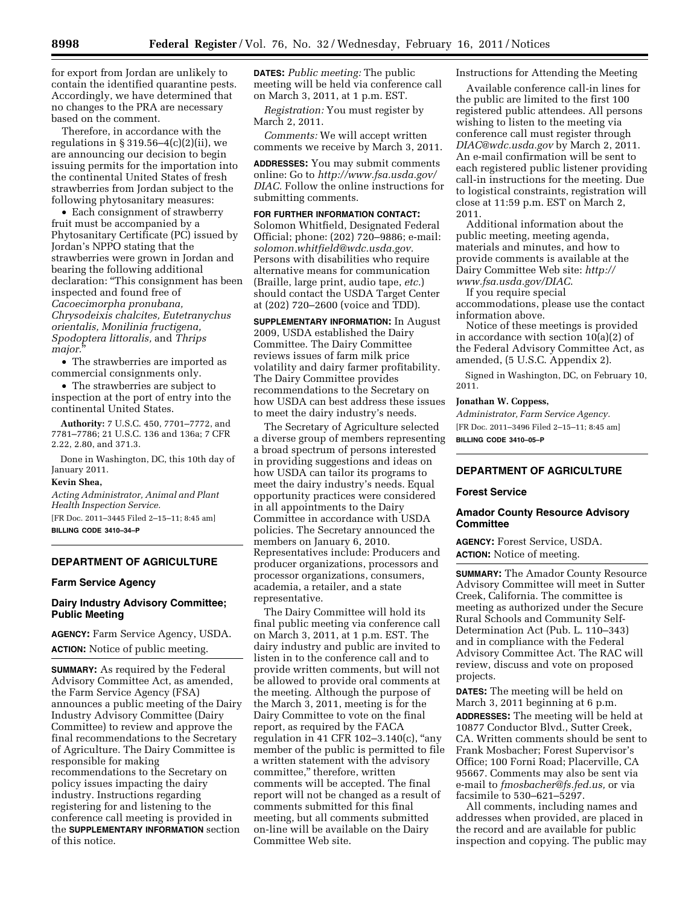for export from Jordan are unlikely to contain the identified quarantine pests. Accordingly, we have determined that no changes to the PRA are necessary based on the comment.

Therefore, in accordance with the regulations in § 319.56–4(c)(2)(ii), we are announcing our decision to begin issuing permits for the importation into the continental United States of fresh strawberries from Jordan subject to the following phytosanitary measures:

- Each consignment of strawberry fruit must be accompanied by a Phytosanitary Certificate (PC) issued by Jordan's NPPO stating that the strawberries were grown in Jordan and bearing the following additional declaration: "This consignment has been inspected and found free of *Cacoecimorpha pronubana, Chrysodeixis chalcites, Eutetranychus orientalis, Monilinia fructigena, Spodoptera littoralis,* and *Thrips major.*"
- The strawberries are imported as commercial consignments only.
- The strawberries are subject to inspection at the port of entry into the continental United States.

**Authority:** 7 U.S.C. 450, 7701–7772, and 7781–7786; 21 U.S.C. 136 and 136a; 7 CFR 2.22, 2.80, and 371.3.

Done in Washington, DC, this 10th day of January 2011.

**Kevin Shea,**

*Acting Administrator, Animal and Plant Health Inspection Service.*

[FR Doc. 2011–3445 Filed 2–15–11; 8:45 am]

**BILLING CODE 3410–34–P**

## DEPARTMENT OF AGRICULTURE

### Farm Service Agency

### Dairy Industry Advisory Committee; Public Meeting

**AGENCY:** Farm Service Agency, USDA.

**ACTION:** Notice of public meeting.

**SUMMARY:** As required by the Federal Advisory Committee Act, as amended, the Farm Service Agency (FSA) announces a public meeting of the Dairy Industry Advisory Committee (Dairy Committee) to review and approve the final recommendations to the Secretary of Agriculture. The Dairy Committee is responsible for making recommendations to the Secretary on policy issues impacting the dairy industry. Instructions regarding registering for and listening to the conference call meeting is provided in the **SUPPLEMENTARY INFORMATION** section of this notice.

**DATES:** *Public meeting:* The public meeting will be held via conference call on March 3, 2011, at 1 p.m. EST.

*Registration:* You must register by March 2, 2011.

*Comments:* We will accept written comments we receive by March 3, 2011.

**ADDRESSES:** You may submit comments online: Go to *http://www.fsa.usda.gov/DIAC.* Follow the online instructions for submitting comments.

**FOR FURTHER INFORMATION CONTACT:** Solomon Whitfield, Designated Federal Official; phone: (202) 720–9886; e-mail: *solomon.whitfield@wdc.usda.gov.* Persons with disabilities who require alternative means for communication (Braille, large print, audio tape, *etc.*) should contact the USDA Target Center at (202) 720–2600 (voice and TDD).

**SUPPLEMENTARY INFORMATION:** In August 2009, USDA established the Dairy Committee. The Dairy Committee reviews issues of farm milk price volatility and dairy farmer profitability. The Dairy Committee provides recommendations to the Secretary on how USDA can best address these issues to meet the dairy industry's needs.

The Secretary of Agriculture selected a diverse group of members representing a broad spectrum of persons interested in providing suggestions and ideas on how USDA can tailor its programs to meet the dairy industry's needs. Equal opportunity practices were considered in all appointments to the Dairy Committee in accordance with USDA policies. The Secretary announced the members on January 6, 2010. Representatives include: Producers and producer organizations, processors and processor organizations, consumers, academia, a retailer, and a state representative.

The Dairy Committee will hold its final public meeting via conference call on March 3, 2011, at 1 p.m. EST. The dairy industry and public are invited to listen in to the conference call and to provide written comments, but will not be allowed to provide oral comments at the meeting. Although the purpose of the March 3, 2011, meeting is for the Dairy Committee to vote on the final report, as required by the FACA regulation in 41 CFR 102–3.140(c), "any member of the public is permitted to file a written statement with the advisory committee," therefore, written comments will be accepted. The final report will not be changed as a result of comments submitted for this final meeting, but all comments submitted on-line will be available on the Dairy Committee Web site.

Instructions for Attending the Meeting

Available conference call-in lines for the public are limited to the first 100 registered public attendees. All persons wishing to listen to the meeting via conference call must register through *DIAC@wdc.usda.gov* by March 2, 2011. An e-mail confirmation will be sent to each registered public listener providing call-in instructions for the meeting. Due to logistical constraints, registration will close at 11:59 p.m. EST on March 2, 2011.

Additional information about the public meeting, meeting agenda, materials and minutes, and how to provide comments is available at the Dairy Committee Web site: *http://www.fsa.usda.gov/DIAC.*

If you require special accommodations, please use the contact information above.

Notice of these meetings is provided in accordance with section 10(a)(2) of the Federal Advisory Committee Act, as amended, (5 U.S.C. Appendix 2).

Signed in Washington, DC, on February 10, 2011.

**Jonathan W. Coppess,**

*Administrator, Farm Service Agency.*

[FR Doc. 2011–3496 Filed 2–15–11; 8:45 am]

**BILLING CODE 3410–05–P**

## DEPARTMENT OF AGRICULTURE

### Forest Service

### Amador County Resource Advisory Committee

**AGENCY:** Forest Service, USDA.

**ACTION:** Notice of meeting.

**SUMMARY:** The Amador County Resource Advisory Committee will meet in Sutter Creek, California. The committee is meeting as authorized under the Secure Rural Schools and Community Self-Determination Act (Pub. L. 110–343) and in compliance with the Federal Advisory Committee Act. The RAC will review, discuss and vote on proposed projects.

**DATES:** The meeting will be held on March 3, 2011 beginning at 6 p.m.

**ADDRESSES:** The meeting will be held at 10877 Conductor Blvd., Sutter Creek, CA. Written comments should be sent to Frank Mosbacher; Forest Supervisor's Office; 100 Forni Road; Placerville, CA 95667. Comments may also be sent via e-mail to *fmosbacher@fs.fed.us,* or via facsimile to 530–621–5297.

All comments, including names and addresses when provided, are placed in the record and are available for public inspection and copying. The public may